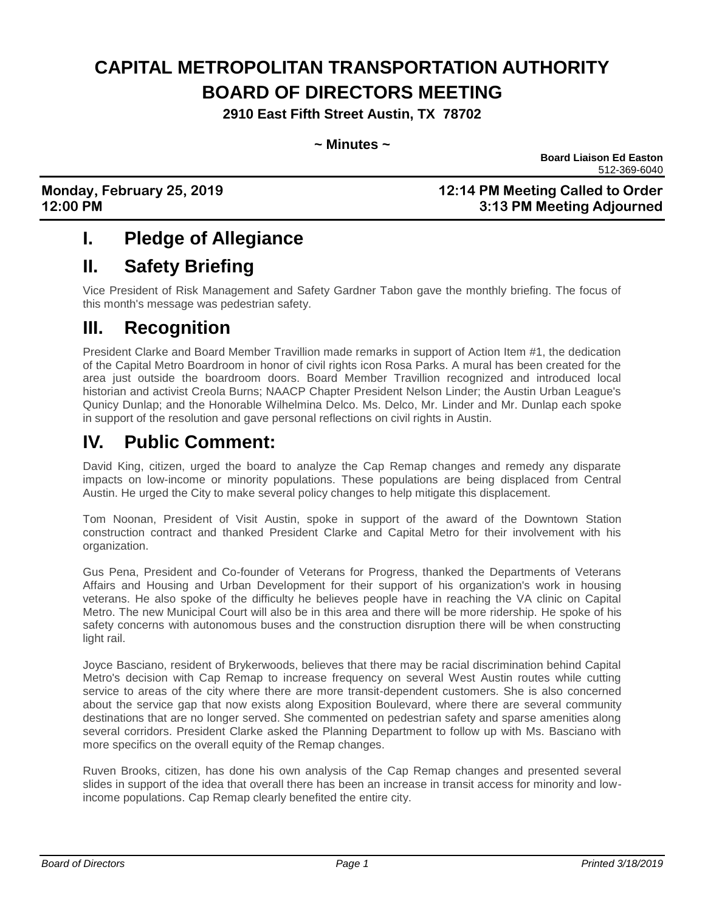# CAPITAL METROPOLITAN TRANSPORTATION AUTHORITY BOARD OF DIRECTORS MEETING

**2910 East Fifth Street Austin, TX 78702**

**~ Minutes ~**

**Board Liaison Ed Easton**
512-369-6040

**Monday, February 25, 2019** **12:14 PM Meeting Called to Order**
**12:00 PM** **3:13 PM Meeting Adjourned**

## I. Pledge of Allegiance

## II. Safety Briefing

Vice President of Risk Management and Safety Gardner Tabon gave the monthly briefing. The focus of this month's message was pedestrian safety.

## III. Recognition

President Clarke and Board Member Travillion made remarks in support of Action Item #1, the dedication of the Capital Metro Boardroom in honor of civil rights icon Rosa Parks. A mural has been created for the area just outside the boardroom doors. Board Member Travillion recognized and introduced local historian and activist Creola Burns; NAACP Chapter President Nelson Linder; the Austin Urban League's Qunicy Dunlap; and the Honorable Wilhelmina Delco. Ms. Delco, Mr. Linder and Mr. Dunlap each spoke in support of the resolution and gave personal reflections on civil rights in Austin.

## IV. Public Comment:

David King, citizen, urged the board to analyze the Cap Remap changes and remedy any disparate impacts on low-income or minority populations. These populations are being displaced from Central Austin. He urged the City to make several policy changes to help mitigate this displacement.

Tom Noonan, President of Visit Austin, spoke in support of the award of the Downtown Station construction contract and thanked President Clarke and Capital Metro for their involvement with his organization.

Gus Pena, President and Co-founder of Veterans for Progress, thanked the Departments of Veterans Affairs and Housing and Urban Development for their support of his organization's work in housing veterans. He also spoke of the difficulty he believes people have in reaching the VA clinic on Capital Metro. The new Municipal Court will also be in this area and there will be more ridership. He spoke of his safety concerns with autonomous buses and the construction disruption there will be when constructing light rail.

Joyce Basciano, resident of Brykerwoods, believes that there may be racial discrimination behind Capital Metro's decision with Cap Remap to increase frequency on several West Austin routes while cutting service to areas of the city where there are more transit-dependent customers. She is also concerned about the service gap that now exists along Exposition Boulevard, where there are several community destinations that are no longer served. She commented on pedestrian safety and sparse amenities along several corridors. President Clarke asked the Planning Department to follow up with Ms. Basciano with more specifics on the overall equity of the Remap changes.

Ruven Brooks, citizen, has done his own analysis of the Cap Remap changes and presented several slides in support of the idea that overall there has been an increase in transit access for minority and low-income populations. Cap Remap clearly benefited the entire city.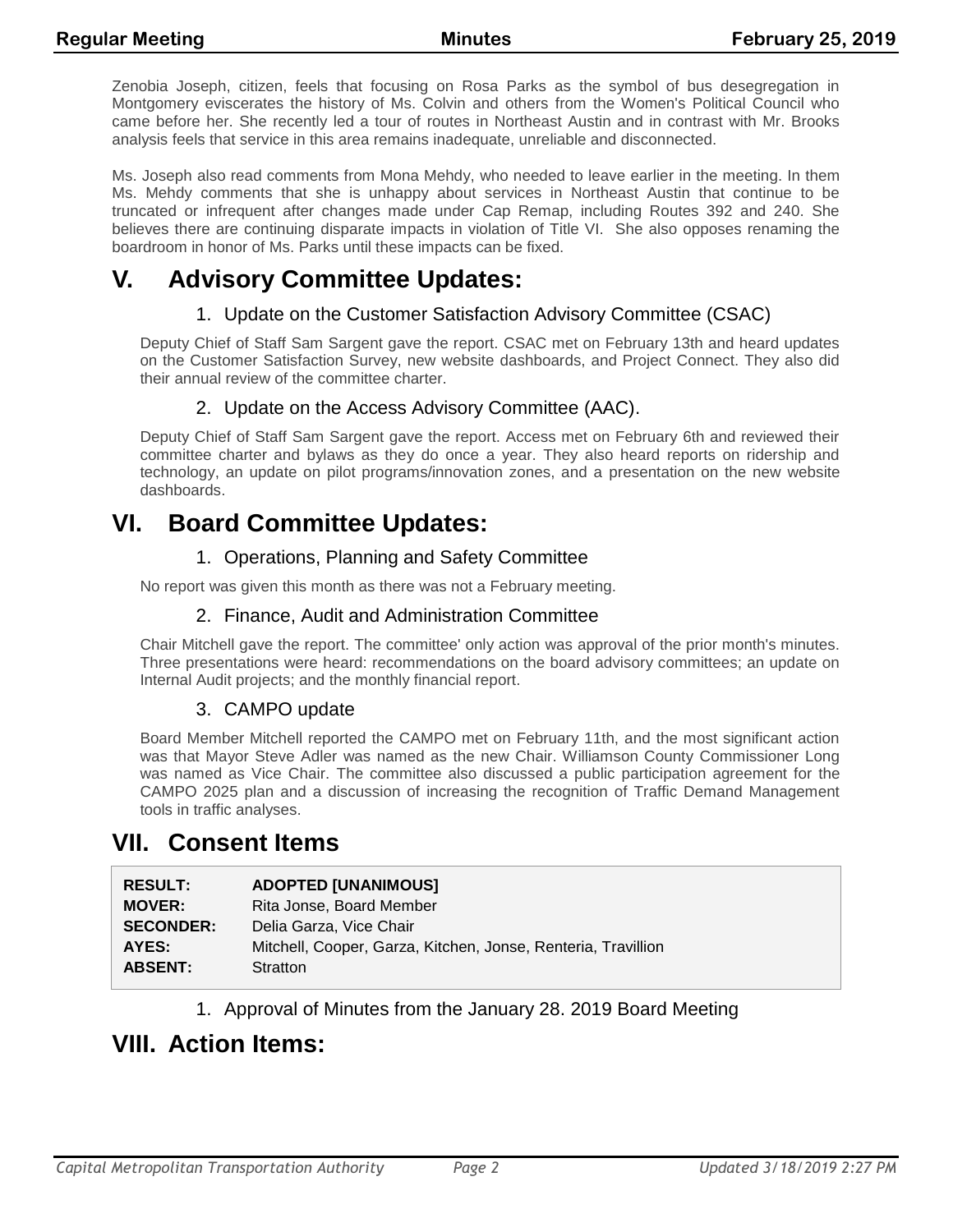Zenobia Joseph, citizen, feels that focusing on Rosa Parks as the symbol of bus desegregation in Montgomery eviscerates the history of Ms. Colvin and others from the Women's Political Council who came before her. She recently led a tour of routes in Northeast Austin and in contrast with Mr. Brooks analysis feels that service in this area remains inadequate, unreliable and disconnected.

Ms. Joseph also read comments from Mona Mehdy, who needed to leave earlier in the meeting. In them Ms. Mehdy comments that she is unhappy about services in Northeast Austin that continue to be truncated or infrequent after changes made under Cap Remap, including Routes 392 and 240. She believes there are continuing disparate impacts in violation of Title VI. She also opposes renaming the boardroom in honor of Ms. Parks until these impacts can be fixed.

# V. Advisory Committee Updates:

### 1. Update on the Customer Satisfaction Advisory Committee (CSAC)

Deputy Chief of Staff Sam Sargent gave the report. CSAC met on February 13th and heard updates on the Customer Satisfaction Survey, new website dashboards, and Project Connect. They also did their annual review of the committee charter.

### 2. Update on the Access Advisory Committee (AAC).

Deputy Chief of Staff Sam Sargent gave the report. Access met on February 6th and reviewed their committee charter and bylaws as they do once a year. They also heard reports on ridership and technology, an update on pilot programs/innovation zones, and a presentation on the new website dashboards.

# VI. Board Committee Updates:

### 1. Operations, Planning and Safety Committee

No report was given this month as there was not a February meeting.

### 2. Finance, Audit and Administration Committee

Chair Mitchell gave the report. The committee' only action was approval of the prior month's minutes. Three presentations were heard: recommendations on the board advisory committees; an update on Internal Audit projects; and the monthly financial report.

### 3. CAMPO update

Board Member Mitchell reported the CAMPO met on February 11th, and the most significant action was that Mayor Steve Adler was named as the new Chair. Williamson County Commissioner Long was named as Vice Chair. The committee also discussed a public participation agreement for the CAMPO 2025 plan and a discussion of increasing the recognition of Traffic Demand Management tools in traffic analyses.

# VII. Consent Items

| | |
|---|---|
| **RESULT:** | **ADOPTED [UNANIMOUS]** |
| **MOVER:** | Rita Jonse, Board Member |
| **SECONDER:** | Delia Garza, Vice Chair |
| **AYES:** | Mitchell, Cooper, Garza, Kitchen, Jonse, Renteria, Travillion |
| **ABSENT:** | Stratton |

### 1. Approval of Minutes from the January 28. 2019 Board Meeting

# VIII. Action Items: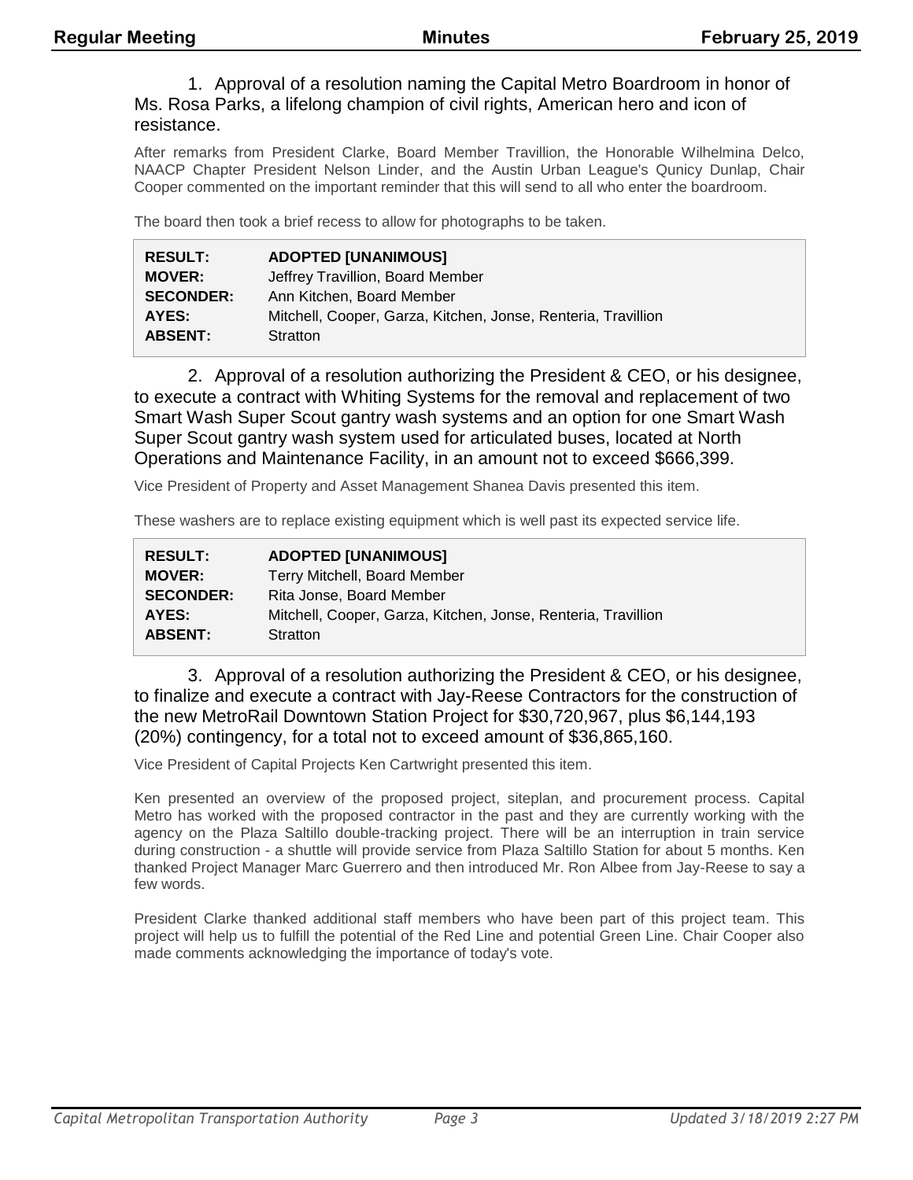1. Approval of a resolution naming the Capital Metro Boardroom in honor of Ms. Rosa Parks, a lifelong champion of civil rights, American hero and icon of resistance.

After remarks from President Clarke, Board Member Travillion, the Honorable Wilhelmina Delco, NAACP Chapter President Nelson Linder, and the Austin Urban League's Qunicy Dunlap, Chair Cooper commented on the important reminder that this will send to all who enter the boardroom.

The board then took a brief recess to allow for photographs to be taken.

| | |
|---|---|
| **RESULT:** | **ADOPTED [UNANIMOUS]** |
| **MOVER:** | Jeffrey Travillion, Board Member |
| **SECONDER:** | Ann Kitchen, Board Member |
| **AYES:** | Mitchell, Cooper, Garza, Kitchen, Jonse, Renteria, Travillion |
| **ABSENT:** | Stratton |

2. Approval of a resolution authorizing the President & CEO, or his designee, to execute a contract with Whiting Systems for the removal and replacement of two Smart Wash Super Scout gantry wash systems and an option for one Smart Wash Super Scout gantry wash system used for articulated buses, located at North Operations and Maintenance Facility, in an amount not to exceed $666,399.

Vice President of Property and Asset Management Shanea Davis presented this item.

These washers are to replace existing equipment which is well past its expected service life.

| | |
|---|---|
| **RESULT:** | **ADOPTED [UNANIMOUS]** |
| **MOVER:** | Terry Mitchell, Board Member |
| **SECONDER:** | Rita Jonse, Board Member |
| **AYES:** | Mitchell, Cooper, Garza, Kitchen, Jonse, Renteria, Travillion |
| **ABSENT:** | Stratton |

3. Approval of a resolution authorizing the President & CEO, or his designee, to finalize and execute a contract with Jay-Reese Contractors for the construction of the new MetroRail Downtown Station Project for $30,720,967, plus $6,144,193 (20%) contingency, for a total not to exceed amount of $36,865,160.

Vice President of Capital Projects Ken Cartwright presented this item.

Ken presented an overview of the proposed project, siteplan, and procurement process. Capital Metro has worked with the proposed contractor in the past and they are currently working with the agency on the Plaza Saltillo double-tracking project. There will be an interruption in train service during construction - a shuttle will provide service from Plaza Saltillo Station for about 5 months. Ken thanked Project Manager Marc Guerrero and then introduced Mr. Ron Albee from Jay-Reese to say a few words.

President Clarke thanked additional staff members who have been part of this project team. This project will help us to fulfill the potential of the Red Line and potential Green Line. Chair Cooper also made comments acknowledging the importance of today's vote.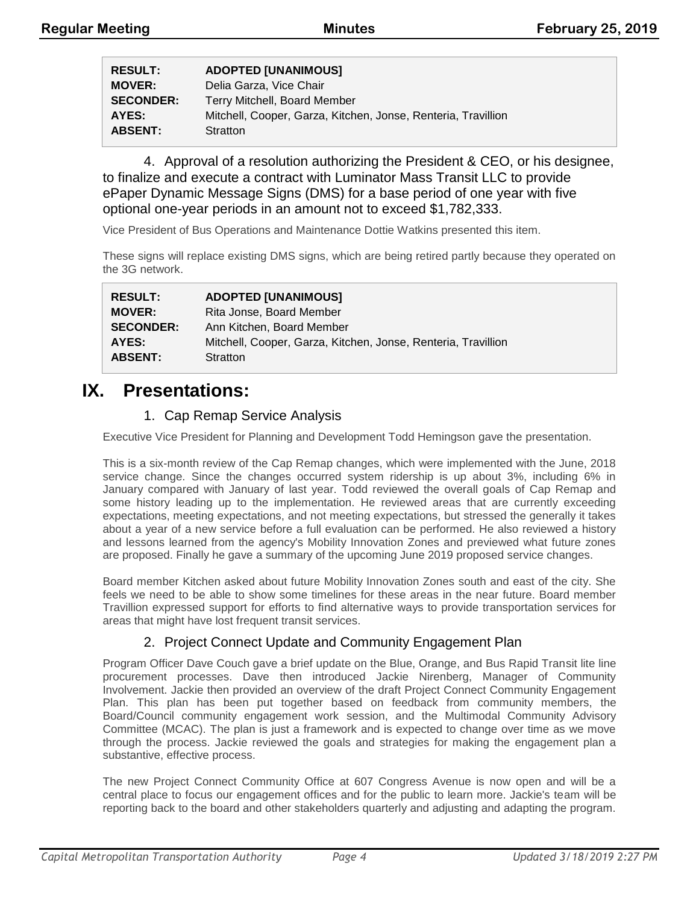| | |
|---|---|
| **RESULT:** | **ADOPTED [UNANIMOUS]** |
| **MOVER:** | Delia Garza, Vice Chair |
| **SECONDER:** | Terry Mitchell, Board Member |
| **AYES:** | Mitchell, Cooper, Garza, Kitchen, Jonse, Renteria, Travillion |
| **ABSENT:** | Stratton |

4. Approval of a resolution authorizing the President & CEO, or his designee, to finalize and execute a contract with Luminator Mass Transit LLC to provide ePaper Dynamic Message Signs (DMS) for a base period of one year with five optional one-year periods in an amount not to exceed $1,782,333.

Vice President of Bus Operations and Maintenance Dottie Watkins presented this item.

These signs will replace existing DMS signs, which are being retired partly because they operated on the 3G network.

| | |
|---|---|
| **RESULT:** | **ADOPTED [UNANIMOUS]** |
| **MOVER:** | Rita Jonse, Board Member |
| **SECONDER:** | Ann Kitchen, Board Member |
| **AYES:** | Mitchell, Cooper, Garza, Kitchen, Jonse, Renteria, Travillion |
| **ABSENT:** | Stratton |

# IX. Presentations:

## 1. Cap Remap Service Analysis

Executive Vice President for Planning and Development Todd Hemingson gave the presentation.

This is a six-month review of the Cap Remap changes, which were implemented with the June, 2018 service change. Since the changes occurred system ridership is up about 3%, including 6% in January compared with January of last year. Todd reviewed the overall goals of Cap Remap and some history leading up to the implementation. He reviewed areas that are currently exceeding expectations, meeting expectations, and not meeting expectations, but stressed the generally it takes about a year of a new service before a full evaluation can be performed. He also reviewed a history and lessons learned from the agency's Mobility Innovation Zones and previewed what future zones are proposed. Finally he gave a summary of the upcoming June 2019 proposed service changes.

Board member Kitchen asked about future Mobility Innovation Zones south and east of the city. She feels we need to be able to show some timelines for these areas in the near future. Board member Travillion expressed support for efforts to find alternative ways to provide transportation services for areas that might have lost frequent transit services.

## 2. Project Connect Update and Community Engagement Plan

Program Officer Dave Couch gave a brief update on the Blue, Orange, and Bus Rapid Transit lite line procurement processes. Dave then introduced Jackie Nirenberg, Manager of Community Involvement. Jackie then provided an overview of the draft Project Connect Community Engagement Plan. This plan has been put together based on feedback from community members, the Board/Council community engagement work session, and the Multimodal Community Advisory Committee (MCAC). The plan is just a framework and is expected to change over time as we move through the process. Jackie reviewed the goals and strategies for making the engagement plan a substantive, effective process.

The new Project Connect Community Office at 607 Congress Avenue is now open and will be a central place to focus our engagement offices and for the public to learn more. Jackie's team will be reporting back to the board and other stakeholders quarterly and adjusting and adapting the program.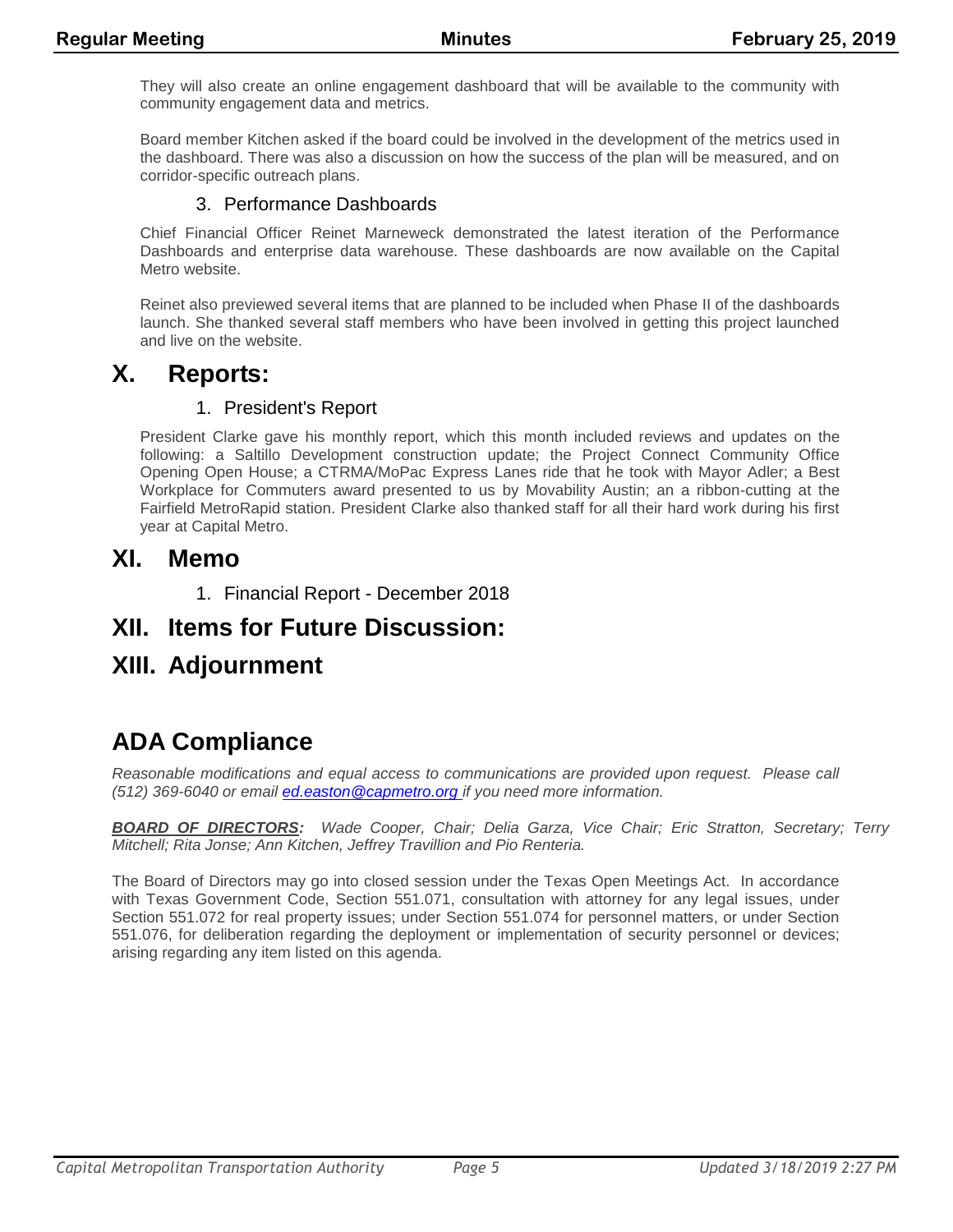They will also create an online engagement dashboard that will be available to the community with community engagement data and metrics.

Board member Kitchen asked if the board could be involved in the development of the metrics used in the dashboard. There was also a discussion on how the success of the plan will be measured, and on corridor-specific outreach plans.

### 3. Performance Dashboards

Chief Financial Officer Reinet Marneweck demonstrated the latest iteration of the Performance Dashboards and enterprise data warehouse. These dashboards are now available on the Capital Metro website.

Reinet also previewed several items that are planned to be included when Phase II of the dashboards launch. She thanked several staff members who have been involved in getting this project launched and live on the website.

## X. Reports:

### 1. President's Report

President Clarke gave his monthly report, which this month included reviews and updates on the following: a Saltillo Development construction update; the Project Connect Community Office Opening Open House; a CTRMA/MoPac Express Lanes ride that he took with Mayor Adler; a Best Workplace for Commuters award presented to us by Movability Austin; an a ribbon-cutting at the Fairfield MetroRapid station. President Clarke also thanked staff for all their hard work during his first year at Capital Metro.

## XI. Memo

### 1. Financial Report - December 2018

## XII. Items for Future Discussion:

## XIII. Adjournment

## ADA Compliance

*Reasonable modifications and equal access to communications are provided upon request. Please call (512) 369-6040 or email [ed.easton@capmetro.org](mailto:ed.easton@capmetro.org) if you need more information.*

***BOARD OF DIRECTORS:*** *Wade Cooper, Chair; Delia Garza, Vice Chair; Eric Stratton, Secretary; Terry Mitchell; Rita Jonse; Ann Kitchen, Jeffrey Travillion and Pio Renteria.*

The Board of Directors may go into closed session under the Texas Open Meetings Act. In accordance with Texas Government Code, Section 551.071, consultation with attorney for any legal issues, under Section 551.072 for real property issues; under Section 551.074 for personnel matters, or under Section 551.076, for deliberation regarding the deployment or implementation of security personnel or devices; arising regarding any item listed on this agenda.